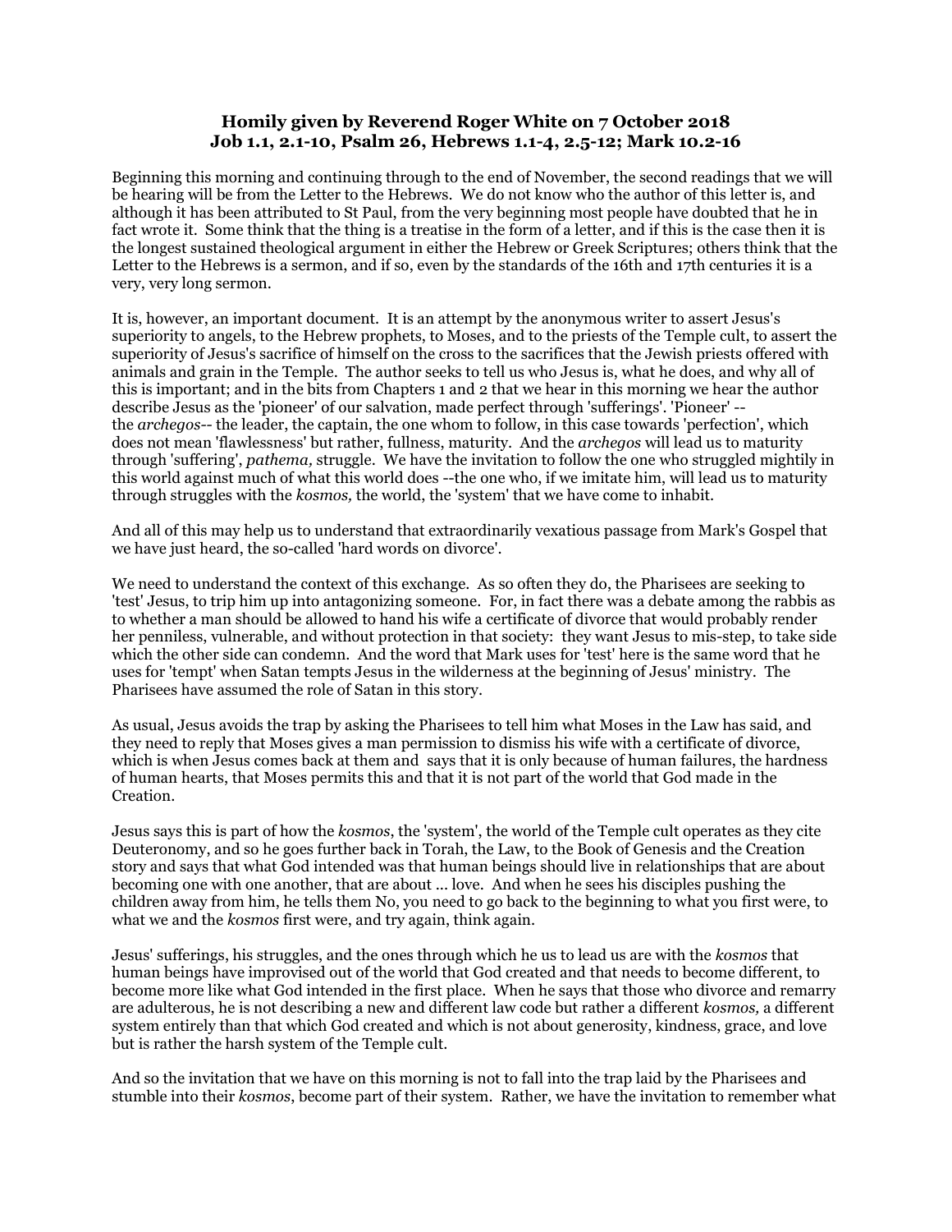# Homily given by Reverend Roger White on 7 October 2018
## Job 1.1, 2.1-10, Psalm 26, Hebrews 1.1-4, 2.5-12; Mark 10.2-16

Beginning this morning and continuing through to the end of November, the second readings that we will be hearing will be from the Letter to the Hebrews. We do not know who the author of this letter is, and although it has been attributed to St Paul, from the very beginning most people have doubted that he in fact wrote it. Some think that the thing is a treatise in the form of a letter, and if this is the case then it is the longest sustained theological argument in either the Hebrew or Greek Scriptures; others think that the Letter to the Hebrews is a sermon, and if so, even by the standards of the 16th and 17th centuries it is a very, very long sermon.

It is, however, an important document. It is an attempt by the anonymous writer to assert Jesus's superiority to angels, to the Hebrew prophets, to Moses, and to the priests of the Temple cult, to assert the superiority of Jesus's sacrifice of himself on the cross to the sacrifices that the Jewish priests offered with animals and grain in the Temple. The author seeks to tell us who Jesus is, what he does, and why all of this is important; and in the bits from Chapters 1 and 2 that we hear in this morning we hear the author describe Jesus as the 'pioneer' of our salvation, made perfect through 'sufferings'. 'Pioneer' -- the *archegos*-- the leader, the captain, the one whom to follow, in this case towards 'perfection', which does not mean 'flawlessness' but rather, fullness, maturity. And the *archegos* will lead us to maturity through 'suffering', *pathema,* struggle. We have the invitation to follow the one who struggled mightily in this world against much of what this world does --the one who, if we imitate him, will lead us to maturity through struggles with the *kosmos,* the world, the 'system' that we have come to inhabit.

And all of this may help us to understand that extraordinarily vexatious passage from Mark's Gospel that we have just heard, the so-called 'hard words on divorce'.

We need to understand the context of this exchange. As so often they do, the Pharisees are seeking to 'test' Jesus, to trip him up into antagonizing someone. For, in fact there was a debate among the rabbis as to whether a man should be allowed to hand his wife a certificate of divorce that would probably render her penniless, vulnerable, and without protection in that society: they want Jesus to mis-step, to take side which the other side can condemn. And the word that Mark uses for 'test' here is the same word that he uses for 'tempt' when Satan tempts Jesus in the wilderness at the beginning of Jesus' ministry. The Pharisees have assumed the role of Satan in this story.

As usual, Jesus avoids the trap by asking the Pharisees to tell him what Moses in the Law has said, and they need to reply that Moses gives a man permission to dismiss his wife with a certificate of divorce, which is when Jesus comes back at them and says that it is only because of human failures, the hardness of human hearts, that Moses permits this and that it is not part of the world that God made in the Creation.

Jesus says this is part of how the *kosmos*, the 'system', the world of the Temple cult operates as they cite Deuteronomy, and so he goes further back in Torah, the Law, to the Book of Genesis and the Creation story and says that what God intended was that human beings should live in relationships that are about becoming one with one another, that are about ... love. And when he sees his disciples pushing the children away from him, he tells them No, you need to go back to the beginning to what you first were, to what we and the *kosmos* first were, and try again, think again.

Jesus' sufferings, his struggles, and the ones through which he us to lead us are with the *kosmos* that human beings have improvised out of the world that God created and that needs to become different, to become more like what God intended in the first place. When he says that those who divorce and remarry are adulterous, he is not describing a new and different law code but rather a different *kosmos,* a different system entirely than that which God created and which is not about generosity, kindness, grace, and love but is rather the harsh system of the Temple cult.

And so the invitation that we have on this morning is not to fall into the trap laid by the Pharisees and stumble into their *kosmos*, become part of their system. Rather, we have the invitation to remember what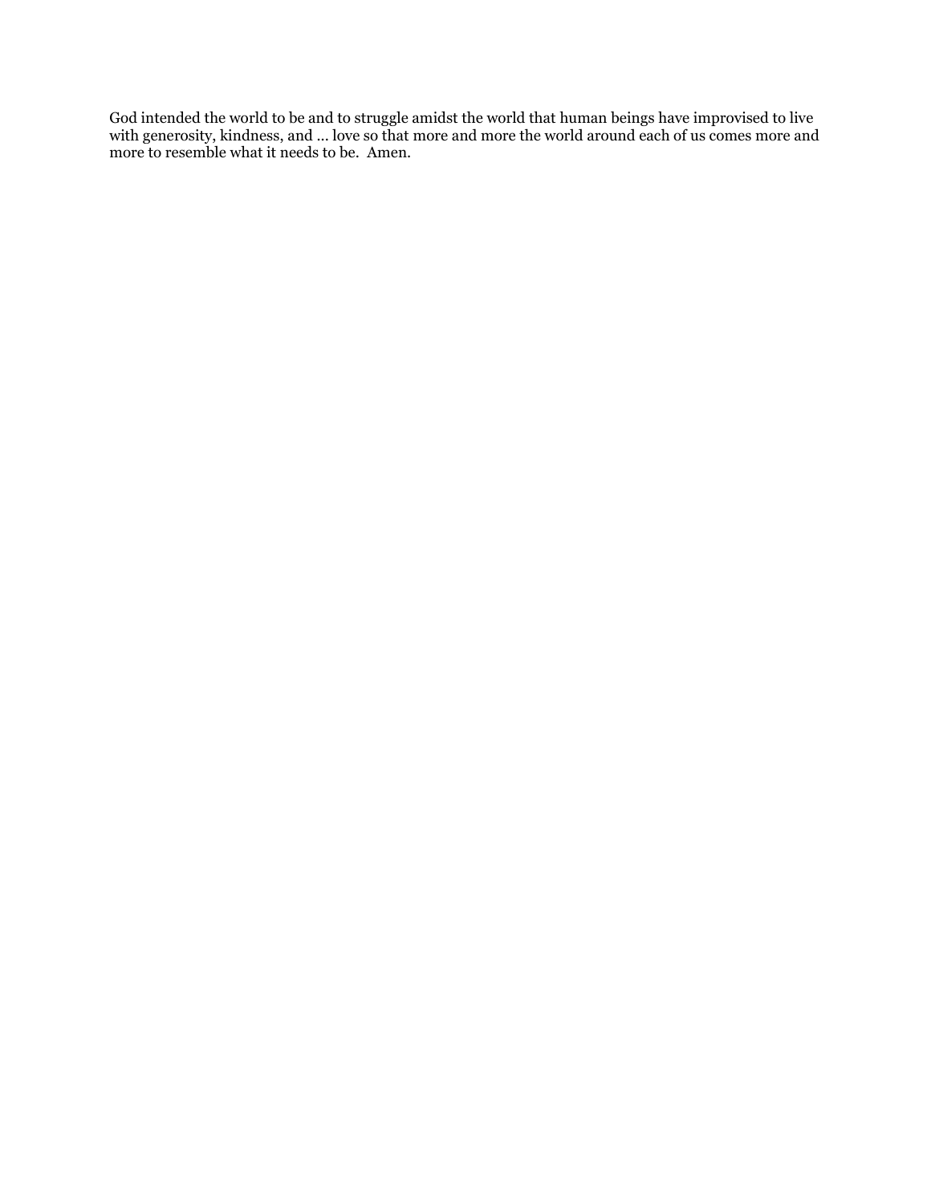God intended the world to be and to struggle amidst the world that human beings have improvised to live with generosity, kindness, and ... love so that more and more the world around each of us comes more and more to resemble what it needs to be.  Amen.